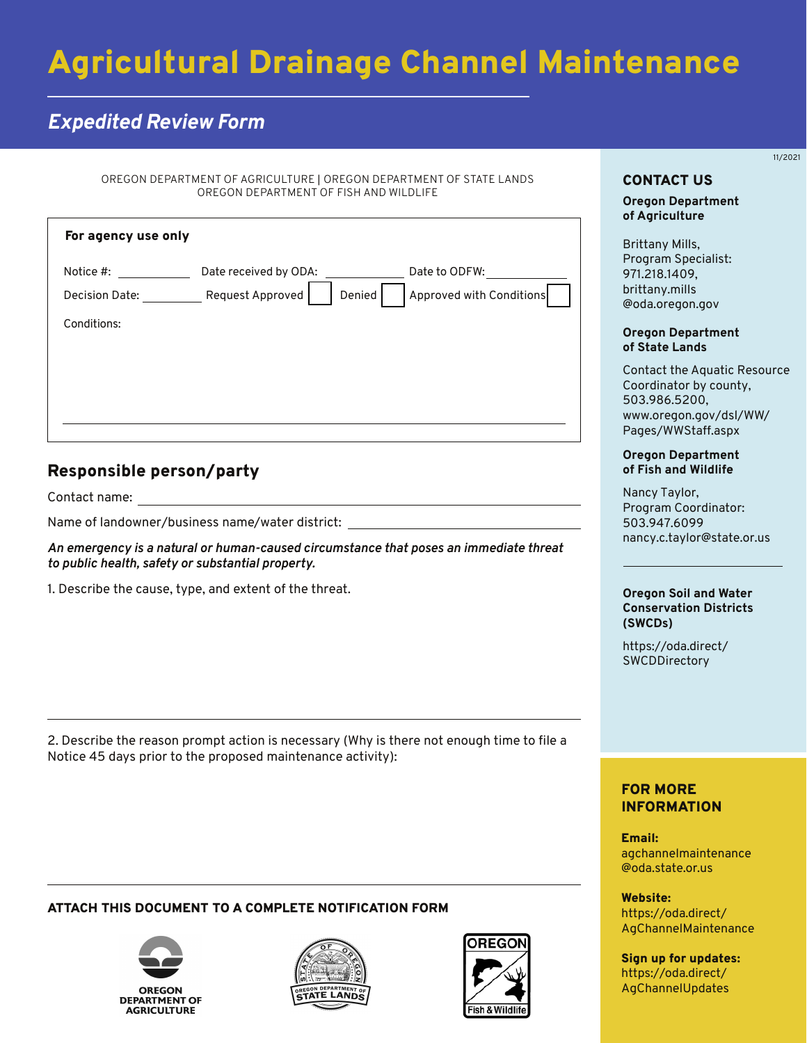# Agricultural Drainage Channel Maintenance

## *Expedited Review Form*

11/2021

OREGON DEPARTMENT OF AGRICULTURE | OREGON DEPARTMENT OF STATE LANDS
OREGON DEPARTMENT OF FISH AND WILDLIFE

**For agency use only**

Notice #: ____________ Date received by ODA: ____________ Date to ODFW: ____________

Decision Date: ____________ Request Approved ☐ Denied ☐ Approved with Conditions ☐

Conditions:

## Responsible person/party

Contact name: ______________________________

Name of landowner/business name/water district: ______________________________

***An emergency is a natural or human-caused circumstance that poses an immediate threat to public health, safety or substantial property.***

1. Describe the cause, type, and extent of the threat.

2. Describe the reason prompt action is necessary (Why is there not enough time to file a Notice 45 days prior to the proposed maintenance activity):

**ATTACH THIS DOCUMENT TO A COMPLETE NOTIFICATION FORM**

OREGON DEPARTMENT OF AGRICULTURE

OREGON DEPARTMENT OF STATE LANDS

OREGON Fish & Wildlife

## CONTACT US

**Oregon Department of Agriculture**

Brittany Mills, Program Specialist: 971.218.1409, brittany.mills@oda.oregon.gov

**Oregon Department of State Lands**

Contact the Aquatic Resource Coordinator by county, 503.986.5200, www.oregon.gov/dsl/WW/Pages/WWStaff.aspx

**Oregon Department of Fish and Wildlife**

Nancy Taylor, Program Coordinator: 503.947.6099 nancy.c.taylor@state.or.us

**Oregon Soil and Water Conservation Districts (SWCDs)**

https://oda.direct/SWCDDirectory

## FOR MORE INFORMATION

**Email:**
agchannelmaintenance@oda.state.or.us

**Website:**
https://oda.direct/AgChannelMaintenance

**Sign up for updates:**
https://oda.direct/AgChannelUpdates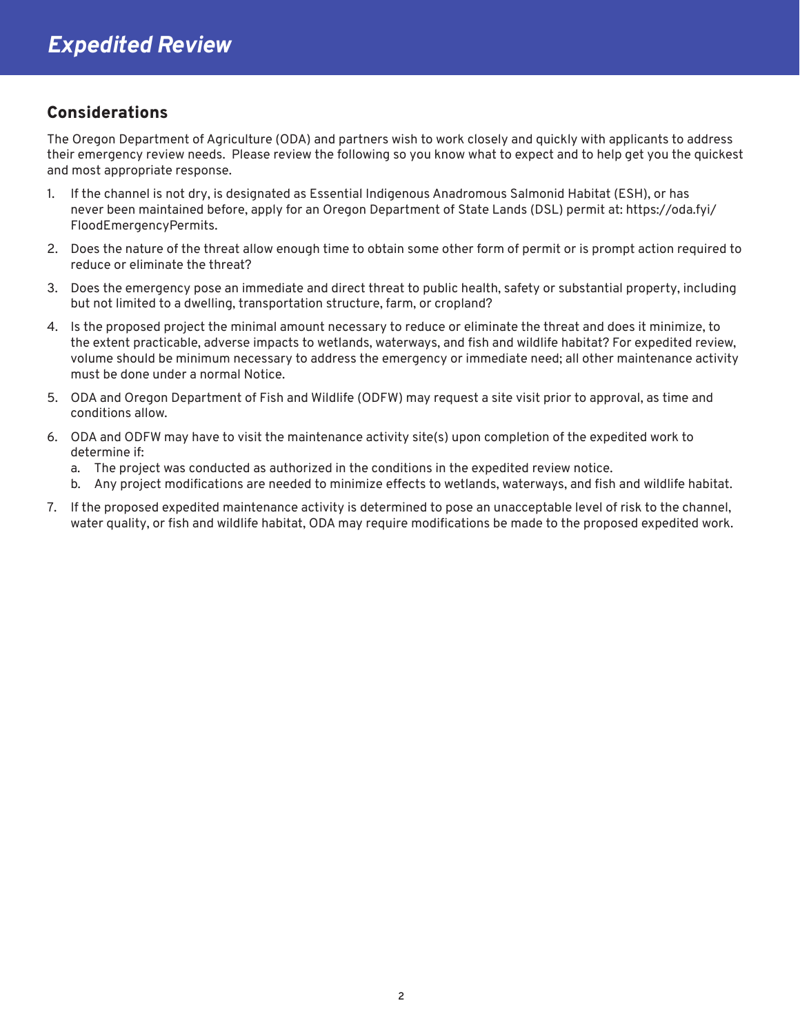# *Expedited Review*

## Considerations

The Oregon Department of Agriculture (ODA) and partners wish to work closely and quickly with applicants to address their emergency review needs. Please review the following so you know what to expect and to help get you the quickest and most appropriate response.

1. If the channel is not dry, is designated as Essential Indigenous Anadromous Salmonid Habitat (ESH), or has never been maintained before, apply for an Oregon Department of State Lands (DSL) permit at: https://oda.fyi/FloodEmergencyPermits.
2. Does the nature of the threat allow enough time to obtain some other form of permit or is prompt action required to reduce or eliminate the threat?
3. Does the emergency pose an immediate and direct threat to public health, safety or substantial property, including but not limited to a dwelling, transportation structure, farm, or cropland?
4. Is the proposed project the minimal amount necessary to reduce or eliminate the threat and does it minimize, to the extent practicable, adverse impacts to wetlands, waterways, and fish and wildlife habitat? For expedited review, volume should be minimum necessary to address the emergency or immediate need; all other maintenance activity must be done under a normal Notice.
5. ODA and Oregon Department of Fish and Wildlife (ODFW) may request a site visit prior to approval, as time and conditions allow.
6. ODA and ODFW may have to visit the maintenance activity site(s) upon completion of the expedited work to determine if:
   a. The project was conducted as authorized in the conditions in the expedited review notice.
   b. Any project modifications are needed to minimize effects to wetlands, waterways, and fish and wildlife habitat.
7. If the proposed expedited maintenance activity is determined to pose an unacceptable level of risk to the channel, water quality, or fish and wildlife habitat, ODA may require modifications be made to the proposed expedited work.